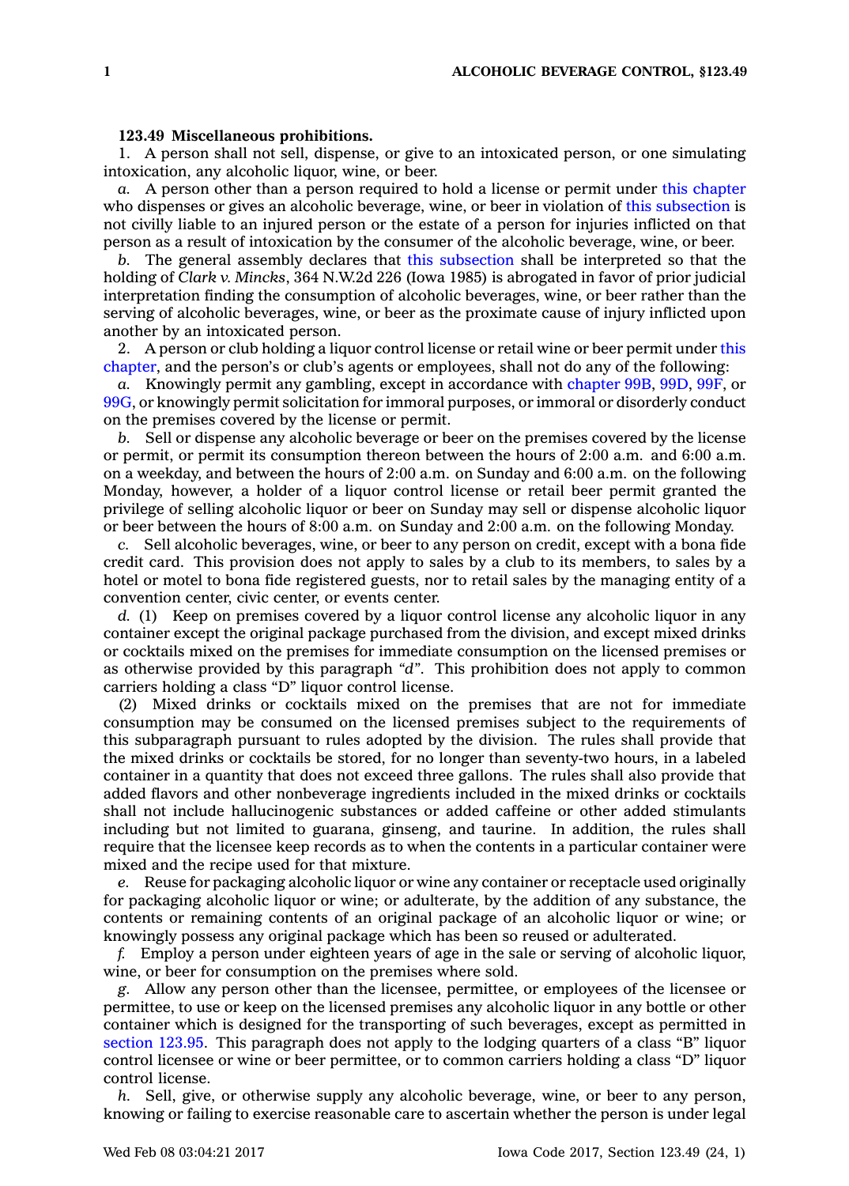**123.49 Miscellaneous prohibitions.**

1. A person shall not sell, dispense, or give to an intoxicated person, or one simulating intoxication, any alcoholic liquor, wine, or beer.

*a.* A person other than a person required to hold a license or permit under this chapter who dispenses or gives an alcoholic beverage, wine, or beer in violation of this subsection is not civilly liable to an injured person or the estate of a person for injuries inflicted on that person as a result of intoxication by the consumer of the alcoholic beverage, wine, or beer.

*b.* The general assembly declares that this subsection shall be interpreted so that the holding of *Clark v. Mincks*, 364 N.W.2d 226 (Iowa 1985) is abrogated in favor of prior judicial interpretation finding the consumption of alcoholic beverages, wine, or beer rather than the serving of alcoholic beverages, wine, or beer as the proximate cause of injury inflicted upon another by an intoxicated person.

2. A person or club holding a liquor control license or retail wine or beer permit under this chapter, and the person's or club's agents or employees, shall not do any of the following:

*a.* Knowingly permit any gambling, except in accordance with chapter 99B, 99D, 99F, or 99G, or knowingly permit solicitation for immoral purposes, or immoral or disorderly conduct on the premises covered by the license or permit.

*b.* Sell or dispense any alcoholic beverage or beer on the premises covered by the license or permit, or permit its consumption thereon between the hours of 2:00 a.m. and 6:00 a.m. on a weekday, and between the hours of 2:00 a.m. on Sunday and 6:00 a.m. on the following Monday, however, a holder of a liquor control license or retail beer permit granted the privilege of selling alcoholic liquor or beer on Sunday may sell or dispense alcoholic liquor or beer between the hours of 8:00 a.m. on Sunday and 2:00 a.m. on the following Monday.

*c.* Sell alcoholic beverages, wine, or beer to any person on credit, except with a bona fide credit card. This provision does not apply to sales by a club to its members, to sales by a hotel or motel to bona fide registered guests, nor to retail sales by the managing entity of a convention center, civic center, or events center.

*d.* (1) Keep on premises covered by a liquor control license any alcoholic liquor in any container except the original package purchased from the division, and except mixed drinks or cocktails mixed on the premises for immediate consumption on the licensed premises or as otherwise provided by this paragraph *"d"*. This prohibition does not apply to common carriers holding a class "D" liquor control license.

(2) Mixed drinks or cocktails mixed on the premises that are not for immediate consumption may be consumed on the licensed premises subject to the requirements of this subparagraph pursuant to rules adopted by the division. The rules shall provide that the mixed drinks or cocktails be stored, for no longer than seventy-two hours, in a labeled container in a quantity that does not exceed three gallons. The rules shall also provide that added flavors and other nonbeverage ingredients included in the mixed drinks or cocktails shall not include hallucinogenic substances or added caffeine or other added stimulants including but not limited to guarana, ginseng, and taurine. In addition, the rules shall require that the licensee keep records as to when the contents in a particular container were mixed and the recipe used for that mixture.

*e.* Reuse for packaging alcoholic liquor or wine any container or receptacle used originally for packaging alcoholic liquor or wine; or adulterate, by the addition of any substance, the contents or remaining contents of an original package of an alcoholic liquor or wine; or knowingly possess any original package which has been so reused or adulterated.

*f.* Employ a person under eighteen years of age in the sale or serving of alcoholic liquor, wine, or beer for consumption on the premises where sold.

*g.* Allow any person other than the licensee, permittee, or employees of the licensee or permittee, to use or keep on the licensed premises any alcoholic liquor in any bottle or other container which is designed for the transporting of such beverages, except as permitted in section 123.95. This paragraph does not apply to the lodging quarters of a class "B" liquor control licensee or wine or beer permittee, or to common carriers holding a class "D" liquor control license.

*h.* Sell, give, or otherwise supply any alcoholic beverage, wine, or beer to any person, knowing or failing to exercise reasonable care to ascertain whether the person is under legal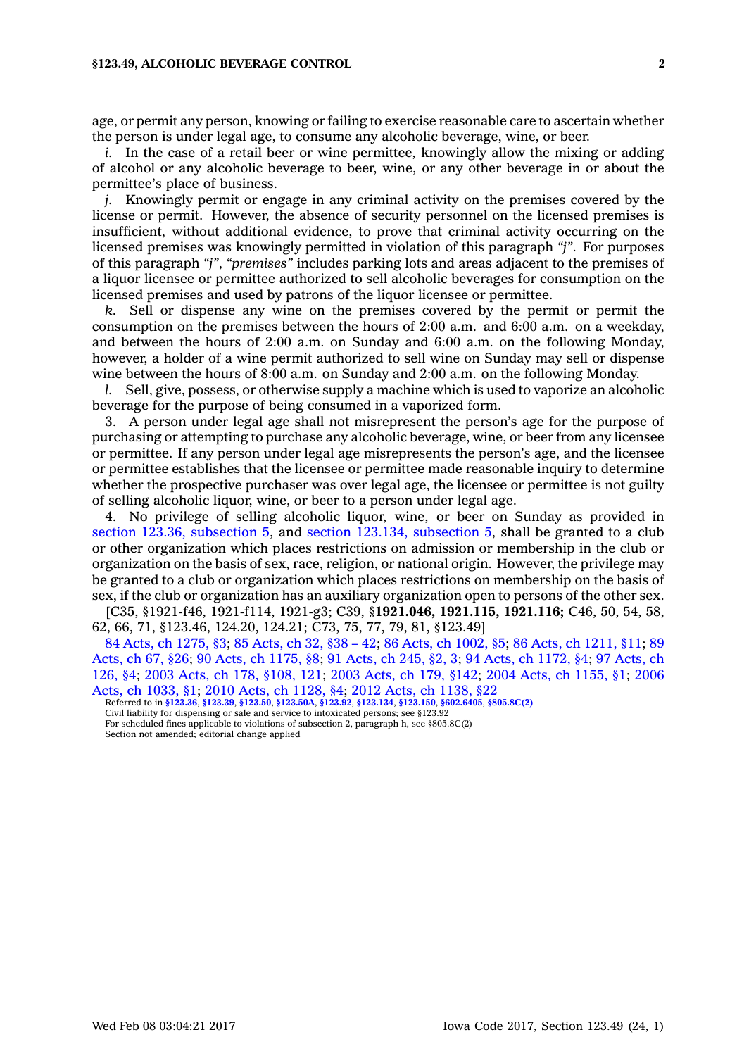age, or permit any person, knowing or failing to exercise reasonable care to ascertain whether the person is under legal age, to consume any alcoholic beverage, wine, or beer.

*i.* In the case of a retail beer or wine permittee, knowingly allow the mixing or adding of alcohol or any alcoholic beverage to beer, wine, or any other beverage in or about the permittee's place of business.

*j.* Knowingly permit or engage in any criminal activity on the premises covered by the license or permit. However, the absence of security personnel on the licensed premises is insufficient, without additional evidence, to prove that criminal activity occurring on the licensed premises was knowingly permitted in violation of this paragraph *"j"*. For purposes of this paragraph *"j"*, *"premises"* includes parking lots and areas adjacent to the premises of a liquor licensee or permittee authorized to sell alcoholic beverages for consumption on the licensed premises and used by patrons of the liquor licensee or permittee.

*k.* Sell or dispense any wine on the premises covered by the permit or permit the consumption on the premises between the hours of 2:00 a.m. and 6:00 a.m. on a weekday, and between the hours of 2:00 a.m. on Sunday and 6:00 a.m. on the following Monday, however, a holder of a wine permit authorized to sell wine on Sunday may sell or dispense wine between the hours of 8:00 a.m. on Sunday and 2:00 a.m. on the following Monday.

*l.* Sell, give, possess, or otherwise supply a machine which is used to vaporize an alcoholic beverage for the purpose of being consumed in a vaporized form.

3. A person under legal age shall not misrepresent the person's age for the purpose of purchasing or attempting to purchase any alcoholic beverage, wine, or beer from any licensee or permittee. If any person under legal age misrepresents the person's age, and the licensee or permittee establishes that the licensee or permittee made reasonable inquiry to determine whether the prospective purchaser was over legal age, the licensee or permittee is not guilty of selling alcoholic liquor, wine, or beer to a person under legal age.

4. No privilege of selling alcoholic liquor, wine, or beer on Sunday as provided in section 123.36, subsection 5, and section 123.134, subsection 5, shall be granted to a club or other organization which places restrictions on admission or membership in the club or organization on the basis of sex, race, religion, or national origin. However, the privilege may be granted to a club or organization which places restrictions on membership on the basis of sex, if the club or organization has an auxiliary organization open to persons of the other sex.

[C35, §1921-f46, 1921-f114, 1921-g3; C39, §**1921.046, 1921.115, 1921.116;** C46, 50, 54, 58, 62, 66, 71, §123.46, 124.20, 124.21; C73, 75, 77, 79, 81, §123.49]

84 Acts, ch 1275, §3; 85 Acts, ch 32, §38 – 42; 86 Acts, ch 1002, §5; 86 Acts, ch 1211, §11; 89 Acts, ch 67, §26; 90 Acts, ch 1175, §8; 91 Acts, ch 245, §2, 3; 94 Acts, ch 1172, §4; 97 Acts, ch 126, §4; 2003 Acts, ch 178, §108, 121; 2003 Acts, ch 179, §142; 2004 Acts, ch 1155, §1; 2006 Acts, ch 1033, §1; 2010 Acts, ch 1128, §4; 2012 Acts, ch 1138, §22

Referred to in **§123.36, §123.39, §123.50, §123.50A, §123.92, §123.134, §123.150, §602.6405, §805.8C(2)**
Civil liability for dispensing or sale and service to intoxicated persons; see §123.92
For scheduled fines applicable to violations of subsection 2, paragraph h, see §805.8C(2)
Section not amended; editorial change applied